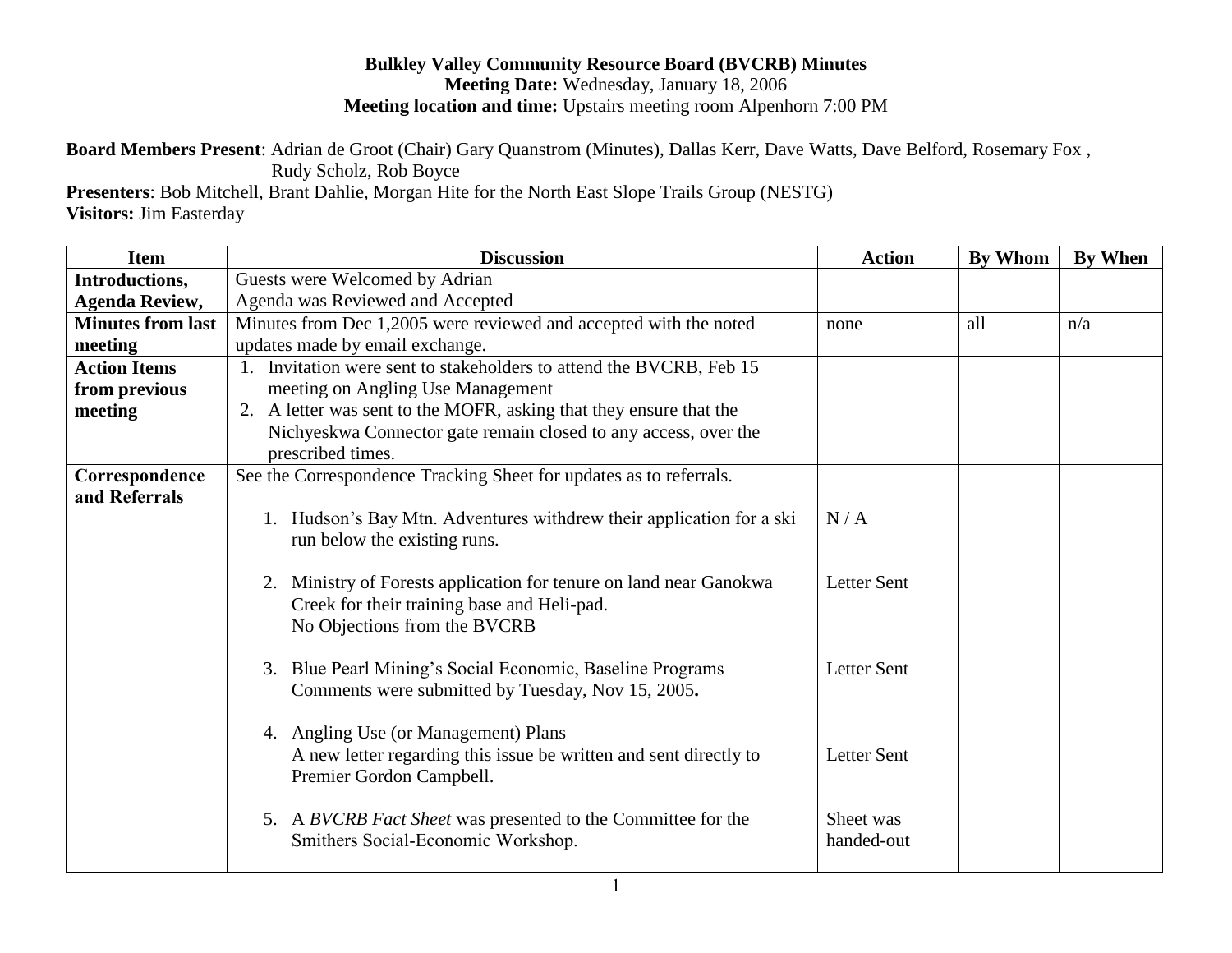**Bulkley Valley Community Resource Board (BVCRB) Minutes**
**Meeting Date:** Wednesday, January 18, 2006
**Meeting location and time:** Upstairs meeting room Alpenhorn 7:00 PM

**Board Members Present**: Adrian de Groot (Chair) Gary Quanstrom (Minutes), Dallas Kerr, Dave Watts, Dave Belford, Rosemary Fox , Rudy Scholz, Rob Boyce
**Presenters**: Bob Mitchell, Brant Dahlie, Morgan Hite for the North East Slope Trails Group (NESTG)
**Visitors:** Jim Easterday

| Item | Discussion | Action | By Whom | By When |
|---|---|---|---|---|
| **Introductions, Agenda Review,** | Guests were Welcomed by Adrian<br>Agenda was Reviewed and Accepted | | | |
| **Minutes from last meeting** | Minutes from Dec 1,2005 were reviewed and accepted with the noted updates made by email exchange. | none | all | n/a |
| **Action Items from previous meeting** | 1. Invitation were sent to stakeholders to attend the BVCRB, Feb 15 meeting on Angling Use Management<br>2. A letter was sent to the MOFR, asking that they ensure that the Nichyeskwa Connector gate remain closed to any access, over the prescribed times. | | | |
| **Correspondence and Referrals** | See the Correspondence Tracking Sheet for updates as to referrals. | | | |
| | 1. Hudson's Bay Mtn. Adventures withdrew their application for a ski run below the existing runs. | N / A | | |
| | 2. Ministry of Forests application for tenure on land near Ganokwa Creek for their training base and Heli-pad.<br>No Objections from the BVCRB | Letter Sent | | |
| | 3. Blue Pearl Mining's Social Economic, Baseline Programs Comments were submitted by Tuesday, Nov 15, 2005**.** | Letter Sent | | |
| | 4. Angling Use (or Management) Plans<br>A new letter regarding this issue be written and sent directly to Premier Gordon Campbell. | Letter Sent | | |
| | 5. A *BVCRB Fact Sheet* was presented to the Committee for the Smithers Social-Economic Workshop. | Sheet was handed-out | | |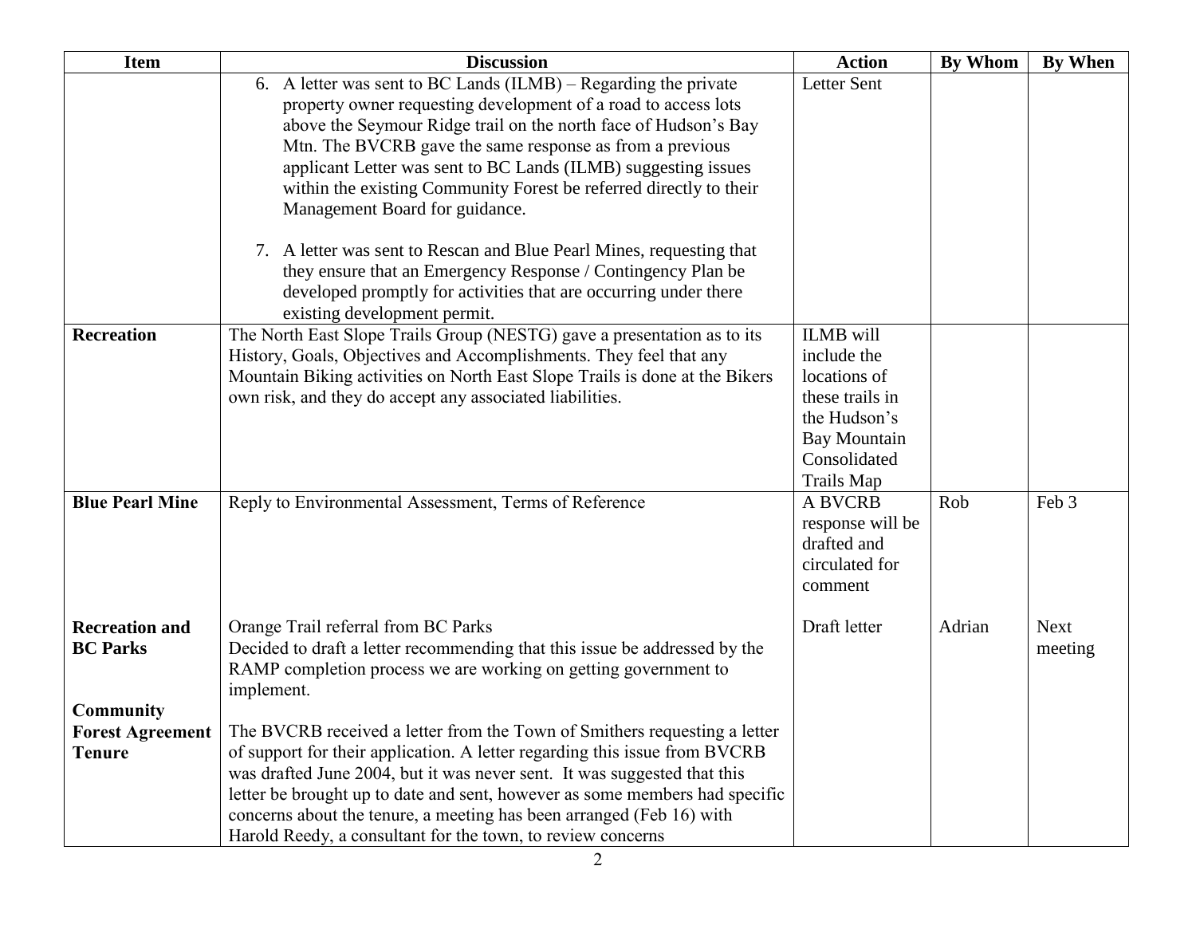| Item | Discussion | Action | By Whom | By When |
|---|---|---|---|---|
| | 6. A letter was sent to BC Lands (ILMB) – Regarding the private property owner requesting development of a road to access lots above the Seymour Ridge trail on the north face of Hudson's Bay Mtn. The BVCRB gave the same response as from a previous applicant Letter was sent to BC Lands (ILMB) suggesting issues within the existing Community Forest be referred directly to their Management Board for guidance.<br><br>7. A letter was sent to Rescan and Blue Pearl Mines, requesting that they ensure that an Emergency Response / Contingency Plan be developed promptly for activities that are occurring under there existing development permit. | Letter Sent | | |
| **Recreation** | The North East Slope Trails Group (NESTG) gave a presentation as to its History, Goals, Objectives and Accomplishments. They feel that any Mountain Biking activities on North East Slope Trails is done at the Bikers own risk, and they do accept any associated liabilities. | ILMB will include the locations of these trails in the Hudson's Bay Mountain Consolidated Trails Map | | |
| **Blue Pearl Mine** | Reply to Environmental Assessment, Terms of Reference | A BVCRB response will be drafted and circulated for comment | Rob | Feb 3 |
| **Recreation and BC Parks** | Orange Trail referral from BC Parks<br>Decided to draft a letter recommending that this issue be addressed by the RAMP completion process we are working on getting government to implement. | Draft letter | Adrian | Next meeting |
| **Community Forest Agreement Tenure** | The BVCRB received a letter from the Town of Smithers requesting a letter of support for their application. A letter regarding this issue from BVCRB was drafted June 2004, but it was never sent. It was suggested that this letter be brought up to date and sent, however as some members had specific concerns about the tenure, a meeting has been arranged (Feb 16) with Harold Reedy, a consultant for the town, to review concerns | | | |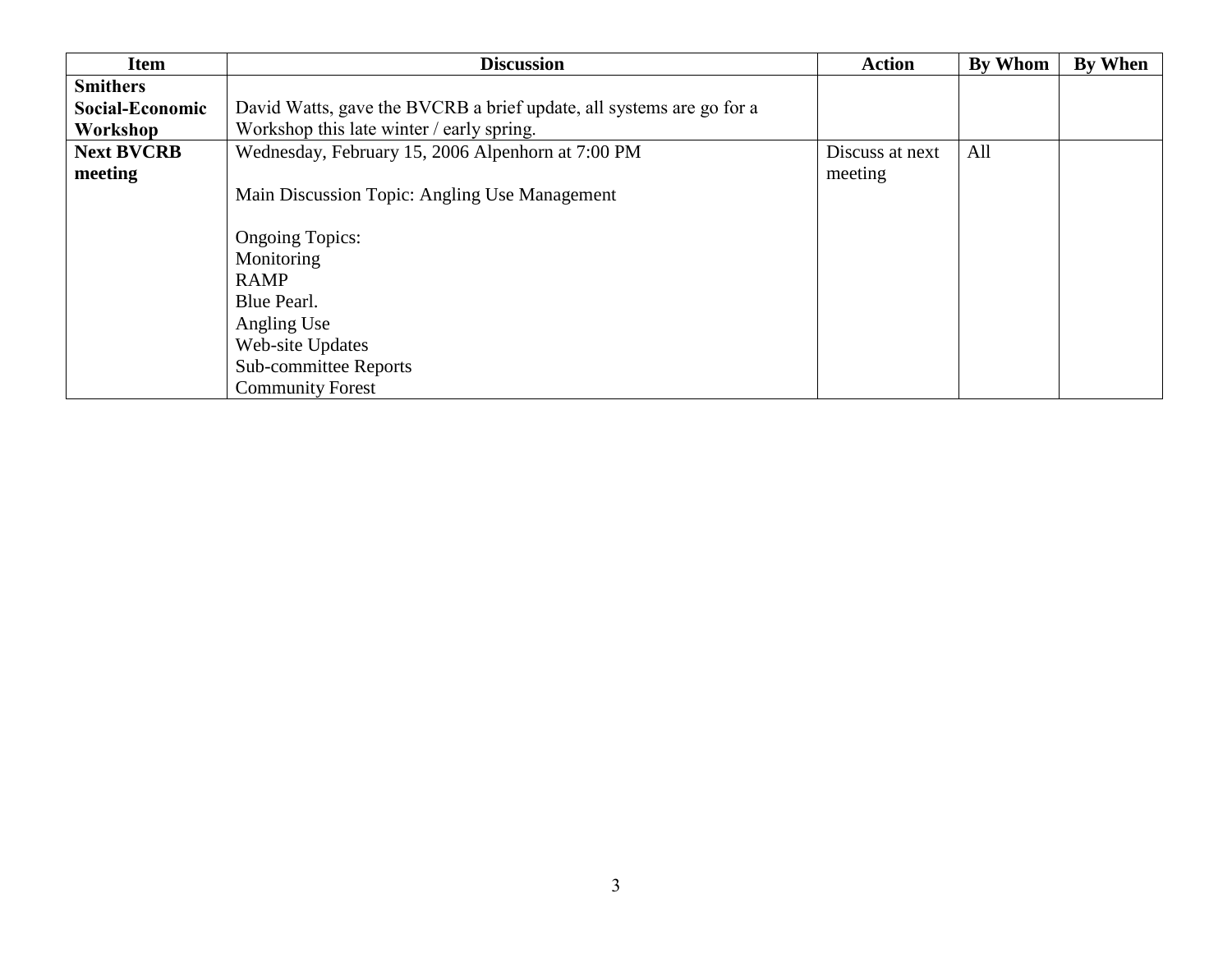| Item | Discussion | Action | By Whom | By When |
|---|---|---|---|---|
| **Smithers Social-Economic Workshop** | David Watts, gave the BVCRB a brief update, all systems are go for a Workshop this late winter / early spring. | | | |
| **Next BVCRB meeting** | Wednesday, February 15, 2006 Alpenhorn at 7:00 PM<br><br>Main Discussion Topic: Angling Use Management<br><br>Ongoing Topics:<br>Monitoring<br>RAMP<br>Blue Pearl.<br>Angling Use<br>Web-site Updates<br>Sub-committee Reports<br>Community Forest | Discuss at next meeting | All | |